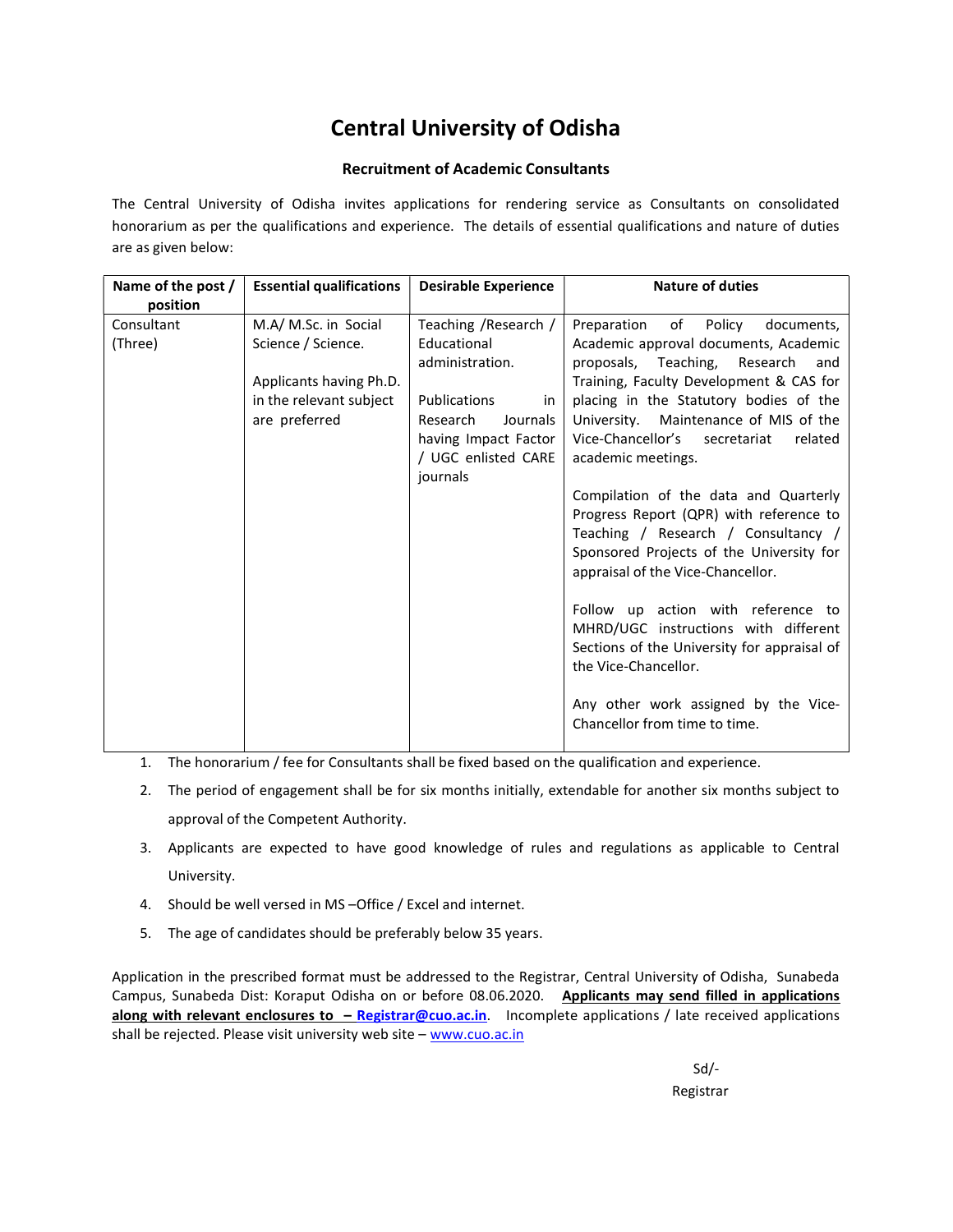# Central University of Odisha

## Recruitment of Academic Consultants

The Central University of Odisha invites applications for rendering service as Consultants on consolidated honorarium as per the qualifications and experience. The details of essential qualifications and nature of duties are as given below:

| Name of the post / position | Essential qualifications | Desirable Experience | Nature of duties |
|---|---|---|---|
| Consultant (Three) | M.A/ M.Sc. in Social Science / Science.<br><br>Applicants having Ph.D. in the relevant subject are preferred | Teaching /Research / Educational administration.<br><br>Publications in Research Journals having Impact Factor / UGC enlisted CARE journals | Preparation of Policy documents, Academic approval documents, Academic proposals, Teaching, Research and Training, Faculty Development & CAS for placing in the Statutory bodies of the University. Maintenance of MIS of the Vice-Chancellor's secretariat related academic meetings.<br><br>Compilation of the data and Quarterly Progress Report (QPR) with reference to Teaching / Research / Consultancy / Sponsored Projects of the University for appraisal of the Vice-Chancellor.<br><br>Follow up action with reference to MHRD/UGC instructions with different Sections of the University for appraisal of the Vice-Chancellor.<br><br>Any other work assigned by the Vice-Chancellor from time to time. |

1. The honorarium / fee for Consultants shall be fixed based on the qualification and experience.
2. The period of engagement shall be for six months initially, extendable for another six months subject to approval of the Competent Authority.
3. Applicants are expected to have good knowledge of rules and regulations as applicable to Central University.
4. Should be well versed in MS –Office / Excel and internet.
5. The age of candidates should be preferably below 35 years.

Application in the prescribed format must be addressed to the Registrar, Central University of Odisha, Sunabeda Campus, Sunabeda Dist: Koraput Odisha on or before 08.06.2020. **Applicants may send filled in applications along with relevant enclosures to – Registrar@cuo.ac.in**. Incomplete applications / late received applications shall be rejected. Please visit university web site – www.cuo.ac.in

Sd/-
Registrar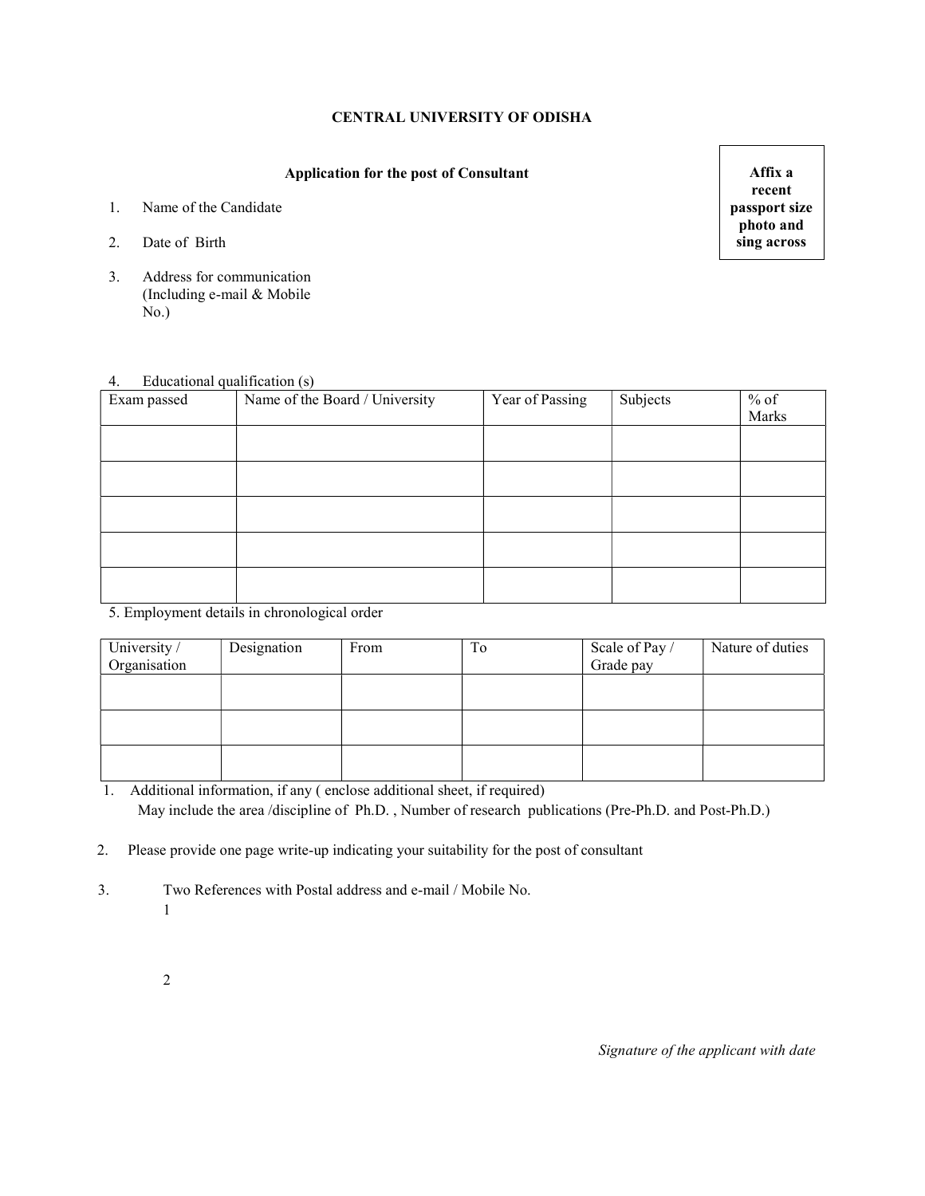**CENTRAL UNIVERSITY OF ODISHA**

**Application for the post of Consultant**

**Affix a recent passport size photo and sing across**

1. Name of the Candidate

2. Date of Birth

3. Address for communication (Including e-mail & Mobile No.)

4. Educational qualification (s)

| Exam passed | Name of the Board / University | Year of Passing | Subjects | % of Marks |
|---|---|---|---|---|
| | | | | |
| | | | | |
| | | | | |
| | | | | |
| | | | | |

5. Employment details in chronological order

| University / Organisation | Designation | From | To | Scale of Pay / Grade pay | Nature of duties |
|---|---|---|---|---|---|
| | | | | | |
| | | | | | |
| | | | | | |

1. Additional information, if any ( enclose additional sheet, if required)
   May include the area /discipline of Ph.D. , Number of research publications (Pre-Ph.D. and Post-Ph.D.)

2. Please provide one page write-up indicating your suitability for the post of consultant

3. Two References with Postal address and e-mail / Mobile No.
   1

   2

*Signature of the applicant with date*